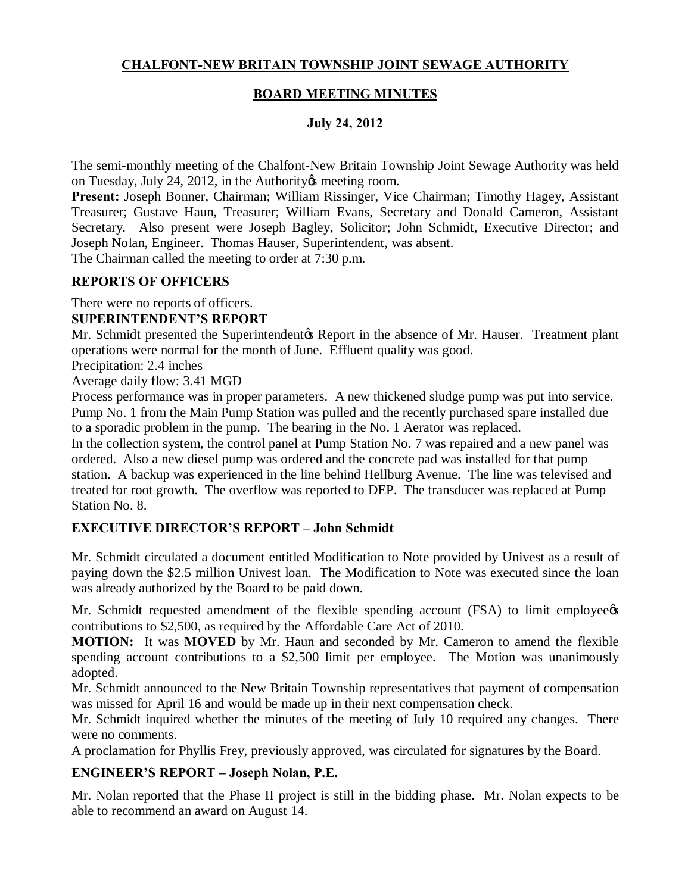# CHALFONT-NEW BRITAIN TOWNSHIP JOINT SEWAGE AUTHORITY

## BOARD MEETING MINUTES

### July 24, 2012

The semi-monthly meeting of the Chalfont-New Britain Township Joint Sewage Authority was held on Tuesday, July 24, 2012, in the Authority's meeting room.

**Present:** Joseph Bonner, Chairman; William Rissinger, Vice Chairman; Timothy Hagey, Assistant Treasurer; Gustave Haun, Treasurer; William Evans, Secretary and Donald Cameron, Assistant Secretary. Also present were Joseph Bagley, Solicitor; John Schmidt, Executive Director; and Joseph Nolan, Engineer. Thomas Hauser, Superintendent, was absent.

The Chairman called the meeting to order at 7:30 p.m.

### REPORTS OF OFFICERS

There were no reports of officers.

### SUPERINTENDENT'S REPORT

Mr. Schmidt presented the Superintendent's Report in the absence of Mr. Hauser. Treatment plant operations were normal for the month of June. Effluent quality was good.

Precipitation: 2.4 inches

Average daily flow: 3.41 MGD

Process performance was in proper parameters. A new thickened sludge pump was put into service. Pump No. 1 from the Main Pump Station was pulled and the recently purchased spare installed due to a sporadic problem in the pump. The bearing in the No. 1 Aerator was replaced.

In the collection system, the control panel at Pump Station No. 7 was repaired and a new panel was ordered. Also a new diesel pump was ordered and the concrete pad was installed for that pump station. A backup was experienced in the line behind Hellburg Avenue. The line was televised and treated for root growth. The overflow was reported to DEP. The transducer was replaced at Pump Station No. 8.

### EXECUTIVE DIRECTOR'S REPORT – John Schmidt

Mr. Schmidt circulated a document entitled Modification to Note provided by Univest as a result of paying down the $2.5 million Univest loan. The Modification to Note was executed since the loan was already authorized by the Board to be paid down.

Mr. Schmidt requested amendment of the flexible spending account (FSA) to limit employee's contributions to $2,500, as required by the Affordable Care Act of 2010.

**MOTION:** It was **MOVED** by Mr. Haun and seconded by Mr. Cameron to amend the flexible spending account contributions to a $2,500 limit per employee. The Motion was unanimously adopted.

Mr. Schmidt announced to the New Britain Township representatives that payment of compensation was missed for April 16 and would be made up in their next compensation check.

Mr. Schmidt inquired whether the minutes of the meeting of July 10 required any changes. There were no comments.

A proclamation for Phyllis Frey, previously approved, was circulated for signatures by the Board.

### ENGINEER'S REPORT – Joseph Nolan, P.E.

Mr. Nolan reported that the Phase II project is still in the bidding phase. Mr. Nolan expects to be able to recommend an award on August 14.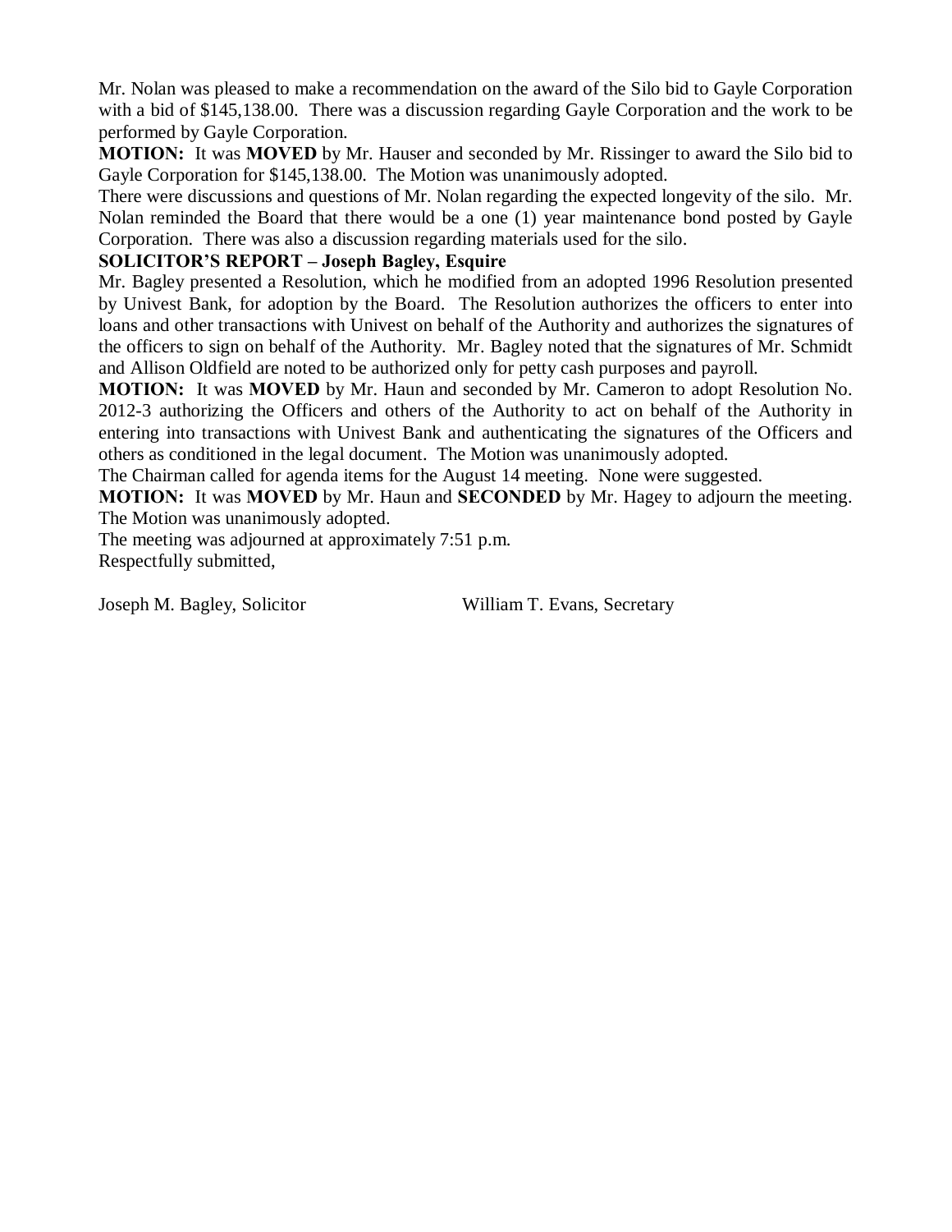Mr. Nolan was pleased to make a recommendation on the award of the Silo bid to Gayle Corporation with a bid of $145,138.00. There was a discussion regarding Gayle Corporation and the work to be performed by Gayle Corporation.

**MOTION:** It was **MOVED** by Mr. Hauser and seconded by Mr. Rissinger to award the Silo bid to Gayle Corporation for $145,138.00. The Motion was unanimously adopted.

There were discussions and questions of Mr. Nolan regarding the expected longevity of the silo. Mr. Nolan reminded the Board that there would be a one (1) year maintenance bond posted by Gayle Corporation. There was also a discussion regarding materials used for the silo.

**SOLICITOR'S REPORT – Joseph Bagley, Esquire**

Mr. Bagley presented a Resolution, which he modified from an adopted 1996 Resolution presented by Univest Bank, for adoption by the Board. The Resolution authorizes the officers to enter into loans and other transactions with Univest on behalf of the Authority and authorizes the signatures of the officers to sign on behalf of the Authority. Mr. Bagley noted that the signatures of Mr. Schmidt and Allison Oldfield are noted to be authorized only for petty cash purposes and payroll.

**MOTION:** It was **MOVED** by Mr. Haun and seconded by Mr. Cameron to adopt Resolution No. 2012-3 authorizing the Officers and others of the Authority to act on behalf of the Authority in entering into transactions with Univest Bank and authenticating the signatures of the Officers and others as conditioned in the legal document. The Motion was unanimously adopted.

The Chairman called for agenda items for the August 14 meeting. None were suggested.

**MOTION:** It was **MOVED** by Mr. Haun and **SECONDED** by Mr. Hagey to adjourn the meeting. The Motion was unanimously adopted.

The meeting was adjourned at approximately 7:51 p.m.

Respectfully submitted,

Joseph M. Bagley, Solicitor William T. Evans, Secretary